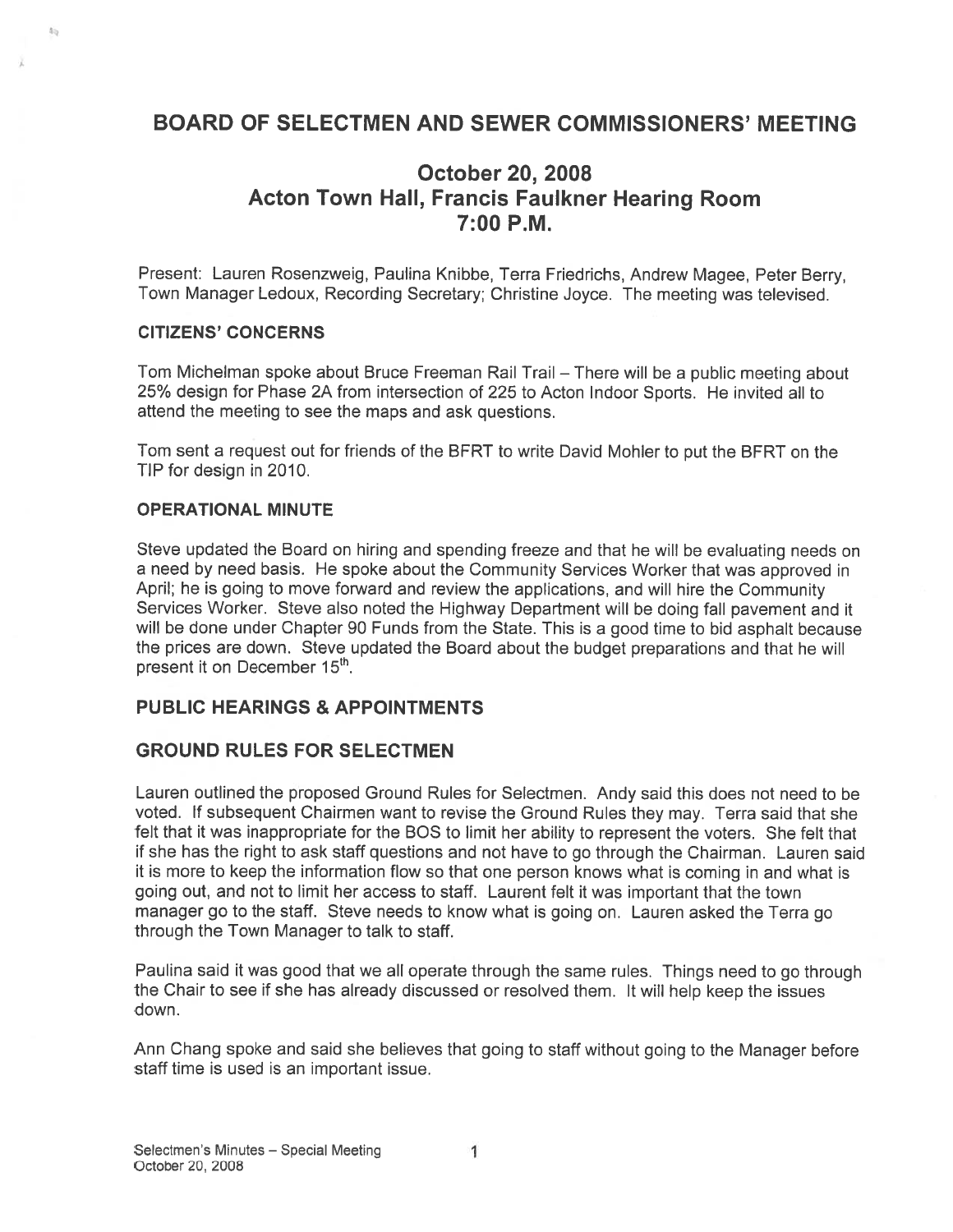# BOARD OF SELECTMEN AND SEWER COMMISSIONERS' MEETING

## October 20, 2008
## Acton Town Hall, Francis Faulkner Hearing Room
## 7:00 P.M.

Present: Lauren Rosenzweig, Paulina Knibbe, Terra Friedrichs, Andrew Magee, Peter Berry, Town Manager Ledoux, Recording Secretary; Christine Joyce. The meeting was televised.

### CITIZENS' CONCERNS

Tom Michelman spoke about Bruce Freeman Rail Trail – There will be a public meeting about 25% design for Phase 2A from intersection of 225 to Acton Indoor Sports. He invited all to attend the meeting to see the maps and ask questions.

Tom sent a request out for friends of the BFRT to write David Mohler to put the BFRT on the TIP for design in 2010.

### OPERATIONAL MINUTE

Steve updated the Board on hiring and spending freeze and that he will be evaluating needs on a need by need basis. He spoke about the Community Services Worker that was approved in April; he is going to move forward and review the applications, and will hire the Community Services Worker. Steve also noted the Highway Department will be doing fall pavement and it will be done under Chapter 90 Funds from the State. This is a good time to bid asphalt because the prices are down. Steve updated the Board about the budget preparations and that he will present it on December 15th.

## PUBLIC HEARINGS & APPOINTMENTS

## GROUND RULES FOR SELECTMEN

Lauren outlined the proposed Ground Rules for Selectmen. Andy said this does not need to be voted. If subsequent Chairmen want to revise the Ground Rules they may. Terra said that she felt that it was inappropriate for the BOS to limit her ability to represent the voters. She felt that if she has the right to ask staff questions and not have to go through the Chairman. Lauren said it is more to keep the information flow so that one person knows what is coming in and what is going out, and not to limit her access to staff. Laurent felt it was important that the town manager go to the staff. Steve needs to know what is going on. Lauren asked the Terra go through the Town Manager to talk to staff.

Paulina said it was good that we all operate through the same rules. Things need to go through the Chair to see if she has already discussed or resolved them. It will help keep the issues down.

Ann Chang spoke and said she believes that going to staff without going to the Manager before staff time is used is an important issue.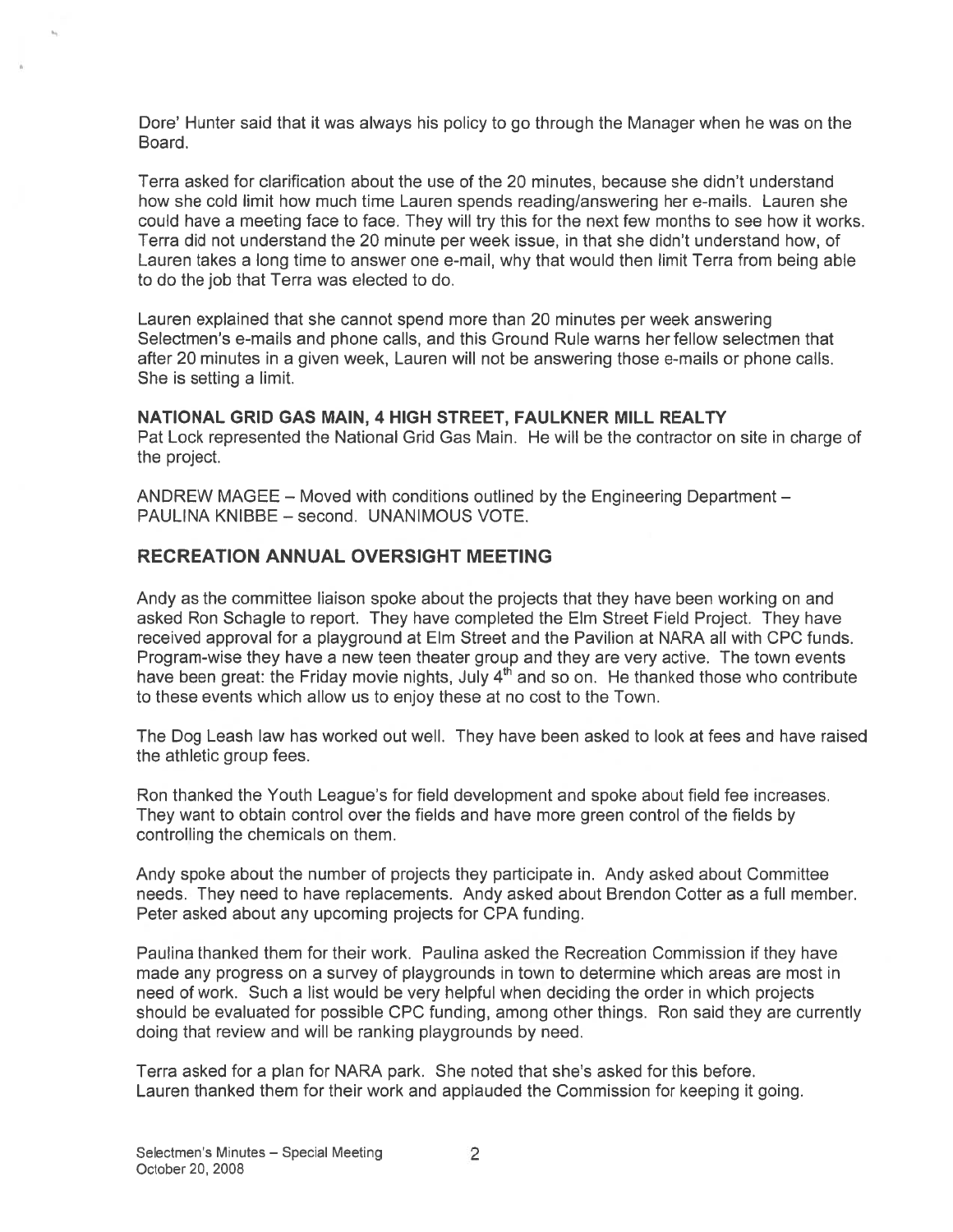Dore' Hunter said that it was always his policy to go through the Manager when he was on the Board.

Terra asked for clarification about the use of the 20 minutes, because she didn't understand how she cold limit how much time Lauren spends reading/answering her e-mails. Lauren she could have a meeting face to face. They will try this for the next few months to see how it works. Terra did not understand the 20 minute per week issue, in that she didn't understand how, of Lauren takes a long time to answer one e-mail, why that would then limit Terra from being able to do the job that Terra was elected to do.

Lauren explained that she cannot spend more than 20 minutes per week answering Selectmen's e-mails and phone calls, and this Ground Rule warns her fellow selectmen that after 20 minutes in a given week, Lauren will not be answering those e-mails or phone calls. She is setting a limit.

**NATIONAL GRID GAS MAIN, 4 HIGH STREET, FAULKNER MILL REALTY**

Pat Lock represented the National Grid Gas Main. He will be the contractor on site in charge of the project.

ANDREW MAGEE – Moved with conditions outlined by the Engineering Department – PAULINA KNIBBE – second. UNANIMOUS VOTE.

## RECREATION ANNUAL OVERSIGHT MEETING

Andy as the committee liaison spoke about the projects that they have been working on and asked Ron Schagle to report. They have completed the Elm Street Field Project. They have received approval for a playground at Elm Street and the Pavilion at NARA all with CPC funds. Program-wise they have a new teen theater group and they are very active. The town events have been great: the Friday movie nights, July 4th and so on. He thanked those who contribute to these events which allow us to enjoy these at no cost to the Town.

The Dog Leash law has worked out well. They have been asked to look at fees and have raised the athletic group fees.

Ron thanked the Youth League's for field development and spoke about field fee increases. They want to obtain control over the fields and have more green control of the fields by controlling the chemicals on them.

Andy spoke about the number of projects they participate in. Andy asked about Committee needs. They need to have replacements. Andy asked about Brendon Cotter as a full member. Peter asked about any upcoming projects for CPA funding.

Paulina thanked them for their work. Paulina asked the Recreation Commission if they have made any progress on a survey of playgrounds in town to determine which areas are most in need of work. Such a list would be very helpful when deciding the order in which projects should be evaluated for possible CPC funding, among other things. Ron said they are currently doing that review and will be ranking playgrounds by need.

Terra asked for a plan for NARA park. She noted that she's asked for this before.
Lauren thanked them for their work and applauded the Commission for keeping it going.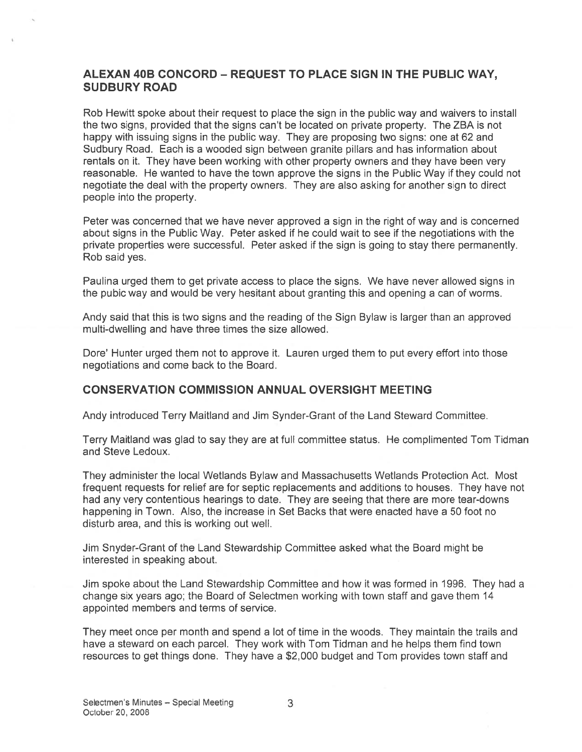## ALEXAN 40B CONCORD – REQUEST TO PLACE SIGN IN THE PUBLIC WAY, SUDBURY ROAD

Rob Hewitt spoke about their request to place the sign in the public way and waivers to install the two signs, provided that the signs can't be located on private property. The ZBA is not happy with issuing signs in the public way. They are proposing two signs: one at 62 and Sudbury Road. Each is a wooded sign between granite pillars and has information about rentals on it. They have been working with other property owners and they have been very reasonable. He wanted to have the town approve the signs in the Public Way if they could not negotiate the deal with the property owners. They are also asking for another sign to direct people into the property.

Peter was concerned that we have never approved a sign in the right of way and is concerned about signs in the Public Way. Peter asked if he could wait to see if the negotiations with the private properties were successful. Peter asked if the sign is going to stay there permanently. Rob said yes.

Paulina urged them to get private access to place the signs. We have never allowed signs in the pubic way and would be very hesitant about granting this and opening a can of worms.

Andy said that this is two signs and the reading of the Sign Bylaw is larger than an approved multi-dwelling and have three times the size allowed.

Dore' Hunter urged them not to approve it. Lauren urged them to put every effort into those negotiations and come back to the Board.

## CONSERVATION COMMISSION ANNUAL OVERSIGHT MEETING

Andy introduced Terry Maitland and Jim Synder-Grant of the Land Steward Committee.

Terry Maitland was glad to say they are at full committee status. He complimented Tom Tidman and Steve Ledoux.

They administer the local Wetlands Bylaw and Massachusetts Wetlands Protection Act. Most frequent requests for relief are for septic replacements and additions to houses. They have not had any very contentious hearings to date. They are seeing that there are more tear-downs happening in Town. Also, the increase in Set Backs that were enacted have a 50 foot no disturb area, and this is working out well.

Jim Snyder-Grant of the Land Stewardship Committee asked what the Board might be interested in speaking about.

Jim spoke about the Land Stewardship Committee and how it was formed in 1996. They had a change six years ago; the Board of Selectmen working with town staff and gave them 14 appointed members and terms of service.

They meet once per month and spend a lot of time in the woods. They maintain the trails and have a steward on each parcel. They work with Tom Tidman and he helps them find town resources to get things done. They have a $2,000 budget and Tom provides town staff and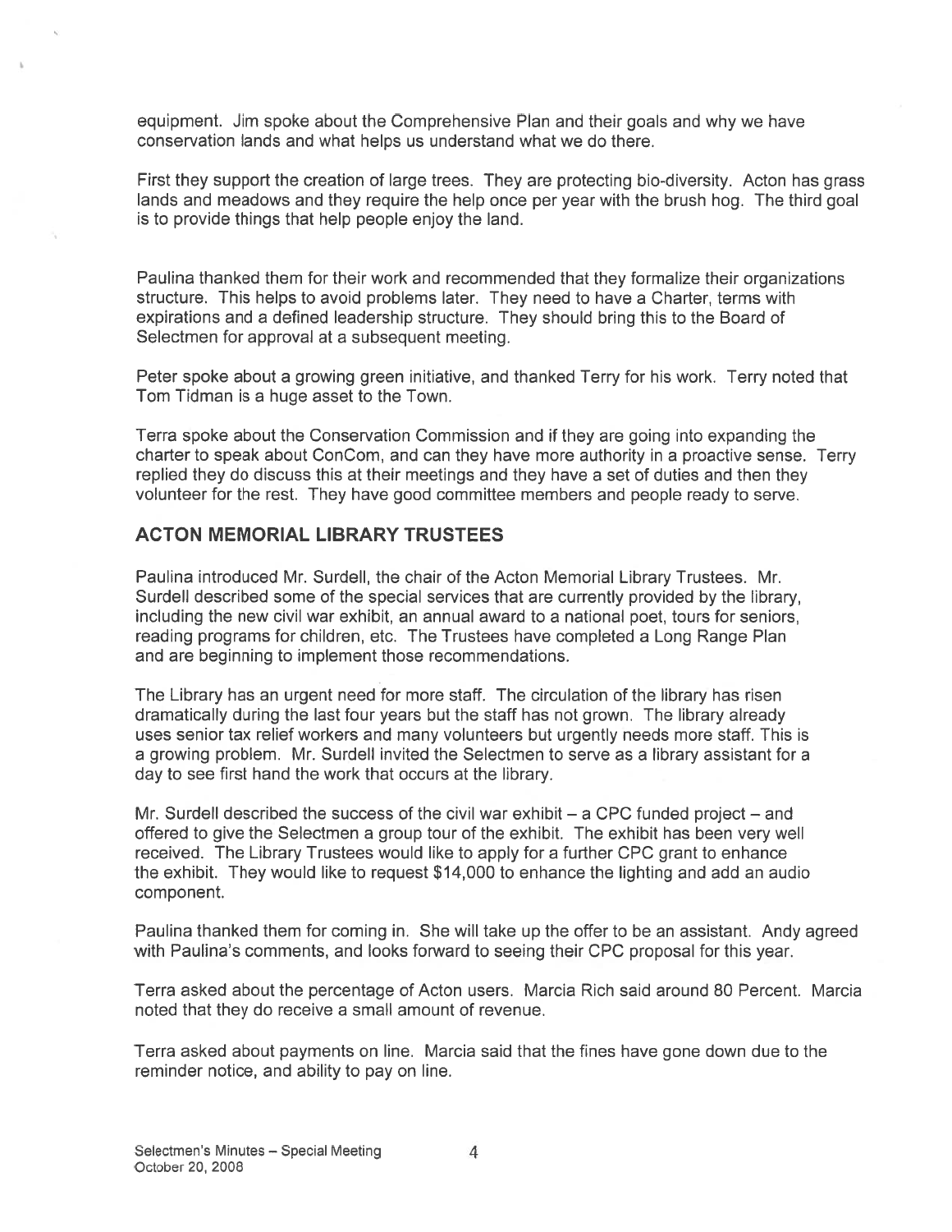equipment. Jim spoke about the Comprehensive Plan and their goals and why we have conservation lands and what helps us understand what we do there.

First they support the creation of large trees. They are protecting bio-diversity. Acton has grass lands and meadows and they require the help once per year with the brush hog. The third goal is to provide things that help people enjoy the land.

Paulina thanked them for their work and recommended that they formalize their organizations structure. This helps to avoid problems later. They need to have a Charter, terms with expirations and a defined leadership structure. They should bring this to the Board of Selectmen for approval at a subsequent meeting.

Peter spoke about a growing green initiative, and thanked Terry for his work. Terry noted that Tom Tidman is a huge asset to the Town.

Terra spoke about the Conservation Commission and if they are going into expanding the charter to speak about ConCom, and can they have more authority in a proactive sense. Terry replied they do discuss this at their meetings and they have a set of duties and then they volunteer for the rest. They have good committee members and people ready to serve.

## ACTON MEMORIAL LIBRARY TRUSTEES

Paulina introduced Mr. Surdell, the chair of the Acton Memorial Library Trustees. Mr. Surdell described some of the special services that are currently provided by the library, including the new civil war exhibit, an annual award to a national poet, tours for seniors, reading programs for children, etc. The Trustees have completed a Long Range Plan and are beginning to implement those recommendations.

The Library has an urgent need for more staff. The circulation of the library has risen dramatically during the last four years but the staff has not grown. The library already uses senior tax relief workers and many volunteers but urgently needs more staff. This is a growing problem. Mr. Surdell invited the Selectmen to serve as a library assistant for a day to see first hand the work that occurs at the library.

Mr. Surdell described the success of the civil war exhibit – a CPC funded project – and offered to give the Selectmen a group tour of the exhibit. The exhibit has been very well received. The Library Trustees would like to apply for a further CPC grant to enhance the exhibit. They would like to request $14,000 to enhance the lighting and add an audio component.

Paulina thanked them for coming in. She will take up the offer to be an assistant. Andy agreed with Paulina's comments, and looks forward to seeing their CPC proposal for this year.

Terra asked about the percentage of Acton users. Marcia Rich said around 80 Percent. Marcia noted that they do receive a small amount of revenue.

Terra asked about payments on line. Marcia said that the fines have gone down due to the reminder notice, and ability to pay on line.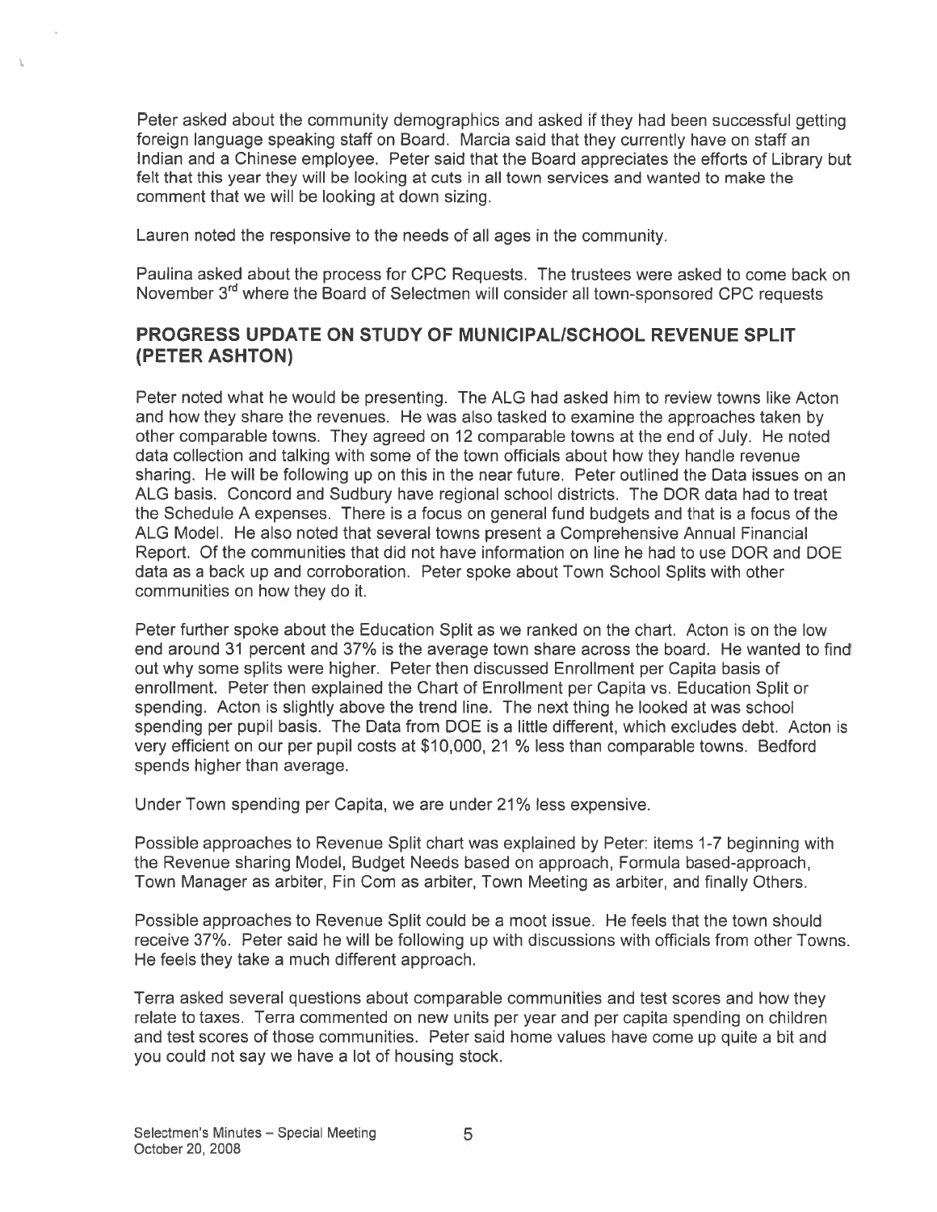Peter asked about the community demographics and asked if they had been successful getting foreign language speaking staff on Board. Marcia said that they currently have on staff an Indian and a Chinese employee. Peter said that the Board appreciates the efforts of Library but felt that this year they will be looking at cuts in all town services and wanted to make the comment that we will be looking at down sizing.

Lauren noted the responsive to the needs of all ages in the community.

Paulina asked about the process for CPC Requests. The trustees were asked to come back on November 3rd where the Board of Selectmen will consider all town-sponsored CPC requests

## PROGRESS UPDATE ON STUDY OF MUNICIPAL/SCHOOL REVENUE SPLIT (PETER ASHTON)

Peter noted what he would be presenting. The ALG had asked him to review towns like Acton and how they share the revenues. He was also tasked to examine the approaches taken by other comparable towns. They agreed on 12 comparable towns at the end of July. He noted data collection and talking with some of the town officials about how they handle revenue sharing. He will be following up on this in the near future. Peter outlined the Data issues on an ALG basis. Concord and Sudbury have regional school districts. The DOR data had to treat the Schedule A expenses. There is a focus on general fund budgets and that is a focus of the ALG Model. He also noted that several towns present a Comprehensive Annual Financial Report. Of the communities that did not have information on line he had to use DOR and DOE data as a back up and corroboration. Peter spoke about Town School Splits with other communities on how they do it.

Peter further spoke about the Education Split as we ranked on the chart. Acton is on the low end around 31 percent and 37% is the average town share across the board. He wanted to find out why some splits were higher. Peter then discussed Enrollment per Capita basis of enrollment. Peter then explained the Chart of Enrollment per Capita vs. Education Split or spending. Acton is slightly above the trend line. The next thing he looked at was school spending per pupil basis. The Data from DOE is a little different, which excludes debt. Acton is very efficient on our per pupil costs at $10,000, 21 % less than comparable towns. Bedford spends higher than average.

Under Town spending per Capita, we are under 21% less expensive.

Possible approaches to Revenue Split chart was explained by Peter: items 1-7 beginning with the Revenue sharing Model, Budget Needs based on approach, Formula based-approach, Town Manager as arbiter, Fin Com as arbiter, Town Meeting as arbiter, and finally Others.

Possible approaches to Revenue Split could be a moot issue. He feels that the town should receive 37%. Peter said he will be following up with discussions with officials from other Towns. He feels they take a much different approach.

Terra asked several questions about comparable communities and test scores and how they relate to taxes. Terra commented on new units per year and per capita spending on children and test scores of those communities. Peter said home values have come up quite a bit and you could not say we have a lot of housing stock.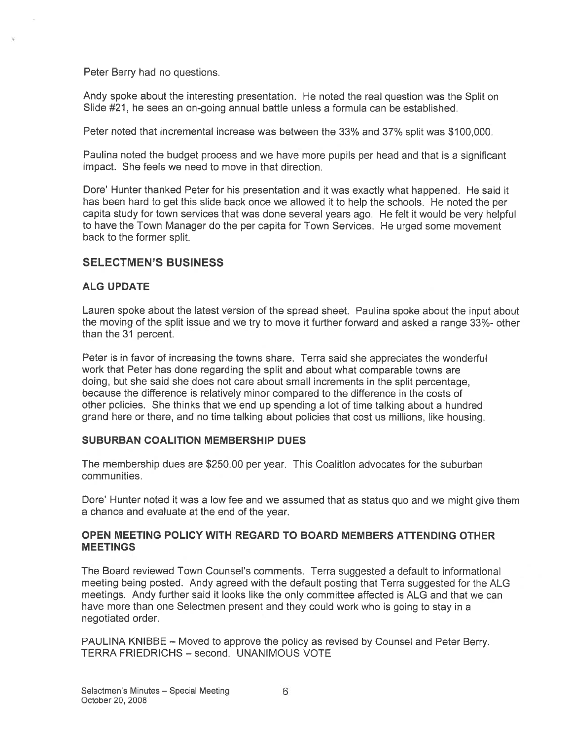Peter Berry had no questions.

Andy spoke about the interesting presentation. He noted the real question was the Split on Slide #21, he sees an on-going annual battle unless a formula can be established.

Peter noted that incremental increase was between the 33% and 37% split was $100,000.

Paulina noted the budget process and we have more pupils per head and that is a significant impact. She feels we need to move in that direction.

Dore' Hunter thanked Peter for his presentation and it was exactly what happened. He said it has been hard to get this slide back once we allowed it to help the schools. He noted the per capita study for town services that was done several years ago. He felt it would be very helpful to have the Town Manager do the per capita for Town Services. He urged some movement back to the former split.

## SELECTMEN'S BUSINESS

### ALG UPDATE

Lauren spoke about the latest version of the spread sheet. Paulina spoke about the input about the moving of the split issue and we try to move it further forward and asked a range 33%- other than the 31 percent.

Peter is in favor of increasing the towns share. Terra said she appreciates the wonderful work that Peter has done regarding the split and about what comparable towns are doing, but she said she does not care about small increments in the split percentage, because the difference is relatively minor compared to the difference in the costs of other policies. She thinks that we end up spending a lot of time talking about a hundred grand here or there, and no time talking about policies that cost us millions, like housing.

### SUBURBAN COALITION MEMBERSHIP DUES

The membership dues are $250.00 per year. This Coalition advocates for the suburban communities.

Dore' Hunter noted it was a low fee and we assumed that as status quo and we might give them a chance and evaluate at the end of the year.

### OPEN MEETING POLICY WITH REGARD TO BOARD MEMBERS ATTENDING OTHER MEETINGS

The Board reviewed Town Counsel's comments. Terra suggested a default to informational meeting being posted. Andy agreed with the default posting that Terra suggested for the ALG meetings. Andy further said it looks like the only committee affected is ALG and that we can have more than one Selectmen present and they could work who is going to stay in a negotiated order.

PAULINA KNIBBE – Moved to approve the policy as revised by Counsel and Peter Berry.
TERRA FRIEDRICHS – second. UNANIMOUS VOTE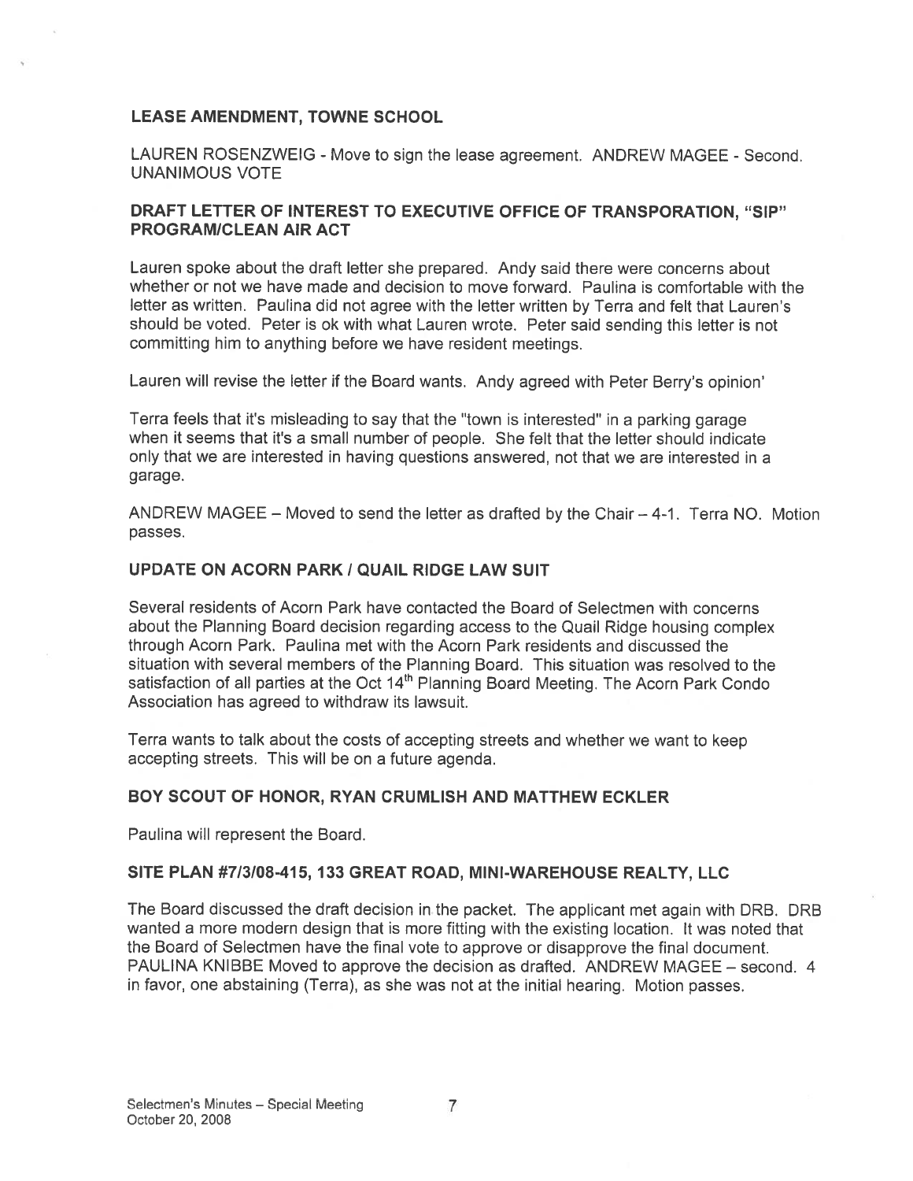## LEASE AMENDMENT, TOWNE SCHOOL

LAUREN ROSENZWEIG - Move to sign the lease agreement. ANDREW MAGEE - Second. UNANIMOUS VOTE

## DRAFT LETTER OF INTEREST TO EXECUTIVE OFFICE OF TRANSPORATION, "SIP" PROGRAM/CLEAN AIR ACT

Lauren spoke about the draft letter she prepared. Andy said there were concerns about whether or not we have made and decision to move forward. Paulina is comfortable with the letter as written. Paulina did not agree with the letter written by Terra and felt that Lauren's should be voted. Peter is ok with what Lauren wrote. Peter said sending this letter is not committing him to anything before we have resident meetings.

Lauren will revise the letter if the Board wants. Andy agreed with Peter Berry's opinion'

Terra feels that it's misleading to say that the "town is interested" in a parking garage when it seems that it's a small number of people. She felt that the letter should indicate only that we are interested in having questions answered, not that we are interested in a garage.

ANDREW MAGEE – Moved to send the letter as drafted by the Chair – 4-1. Terra NO. Motion passes.

## UPDATE ON ACORN PARK / QUAIL RIDGE LAW SUIT

Several residents of Acorn Park have contacted the Board of Selectmen with concerns about the Planning Board decision regarding access to the Quail Ridge housing complex through Acorn Park. Paulina met with the Acorn Park residents and discussed the situation with several members of the Planning Board. This situation was resolved to the satisfaction of all parties at the Oct 14th Planning Board Meeting. The Acorn Park Condo Association has agreed to withdraw its lawsuit.

Terra wants to talk about the costs of accepting streets and whether we want to keep accepting streets. This will be on a future agenda.

## BOY SCOUT OF HONOR, RYAN CRUMLISH AND MATTHEW ECKLER

Paulina will represent the Board.

## SITE PLAN #7/3/08-415, 133 GREAT ROAD, MINI-WAREHOUSE REALTY, LLC

The Board discussed the draft decision in the packet. The applicant met again with DRB. DRB wanted a more modern design that is more fitting with the existing location. It was noted that the Board of Selectmen have the final vote to approve or disapprove the final document. PAULINA KNIBBE Moved to approve the decision as drafted. ANDREW MAGEE – second. 4 in favor, one abstaining (Terra), as she was not at the initial hearing. Motion passes.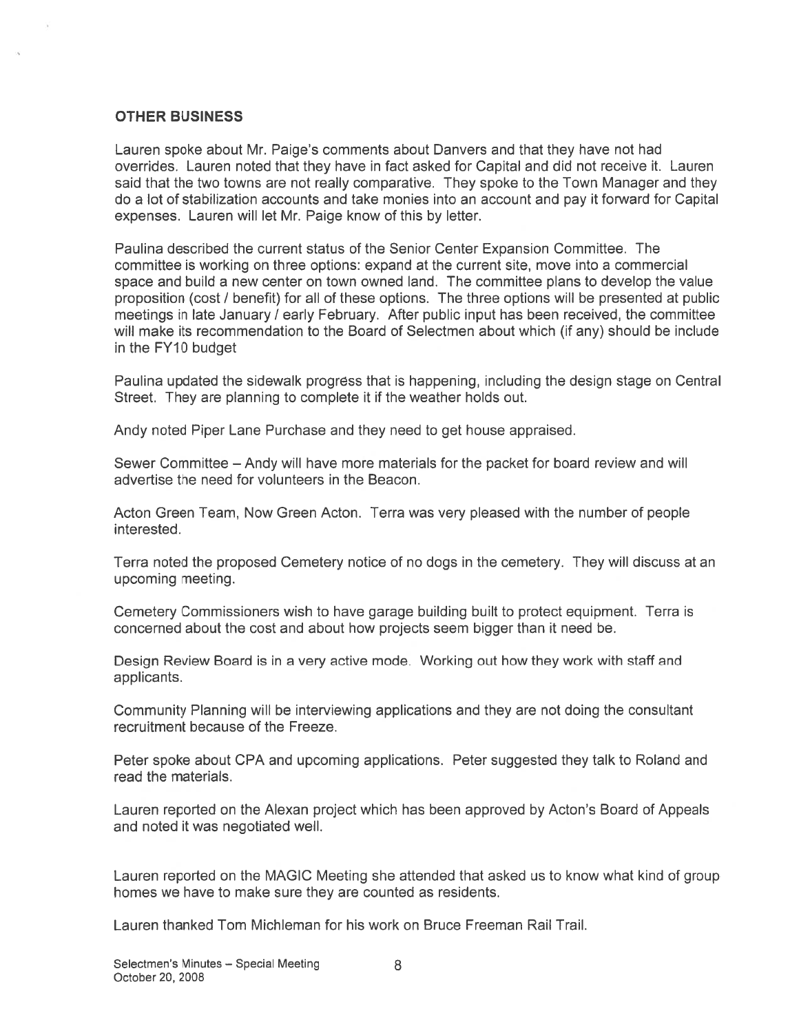**OTHER BUSINESS**

Lauren spoke about Mr. Paige's comments about Danvers and that they have not had overrides. Lauren noted that they have in fact asked for Capital and did not receive it. Lauren said that the two towns are not really comparative. They spoke to the Town Manager and they do a lot of stabilization accounts and take monies into an account and pay it forward for Capital expenses. Lauren will let Mr. Paige know of this by letter.

Paulina described the current status of the Senior Center Expansion Committee. The committee is working on three options: expand at the current site, move into a commercial space and build a new center on town owned land. The committee plans to develop the value proposition (cost / benefit) for all of these options. The three options will be presented at public meetings in late January / early February. After public input has been received, the committee will make its recommendation to the Board of Selectmen about which (if any) should be include in the FY10 budget

Paulina updated the sidewalk progress that is happening, including the design stage on Central Street. They are planning to complete it if the weather holds out.

Andy noted Piper Lane Purchase and they need to get house appraised.

Sewer Committee – Andy will have more materials for the packet for board review and will advertise the need for volunteers in the Beacon.

Acton Green Team, Now Green Acton. Terra was very pleased with the number of people interested.

Terra noted the proposed Cemetery notice of no dogs in the cemetery. They will discuss at an upcoming meeting.

Cemetery Commissioners wish to have garage building built to protect equipment. Terra is concerned about the cost and about how projects seem bigger than it need be.

Design Review Board is in a very active mode. Working out how they work with staff and applicants.

Community Planning will be interviewing applications and they are not doing the consultant recruitment because of the Freeze.

Peter spoke about CPA and upcoming applications. Peter suggested they talk to Roland and read the materials.

Lauren reported on the Alexan project which has been approved by Acton's Board of Appeals and noted it was negotiated well.

Lauren reported on the MAGIC Meeting she attended that asked us to know what kind of group homes we have to make sure they are counted as residents.

Lauren thanked Tom Michleman for his work on Bruce Freeman Rail Trail.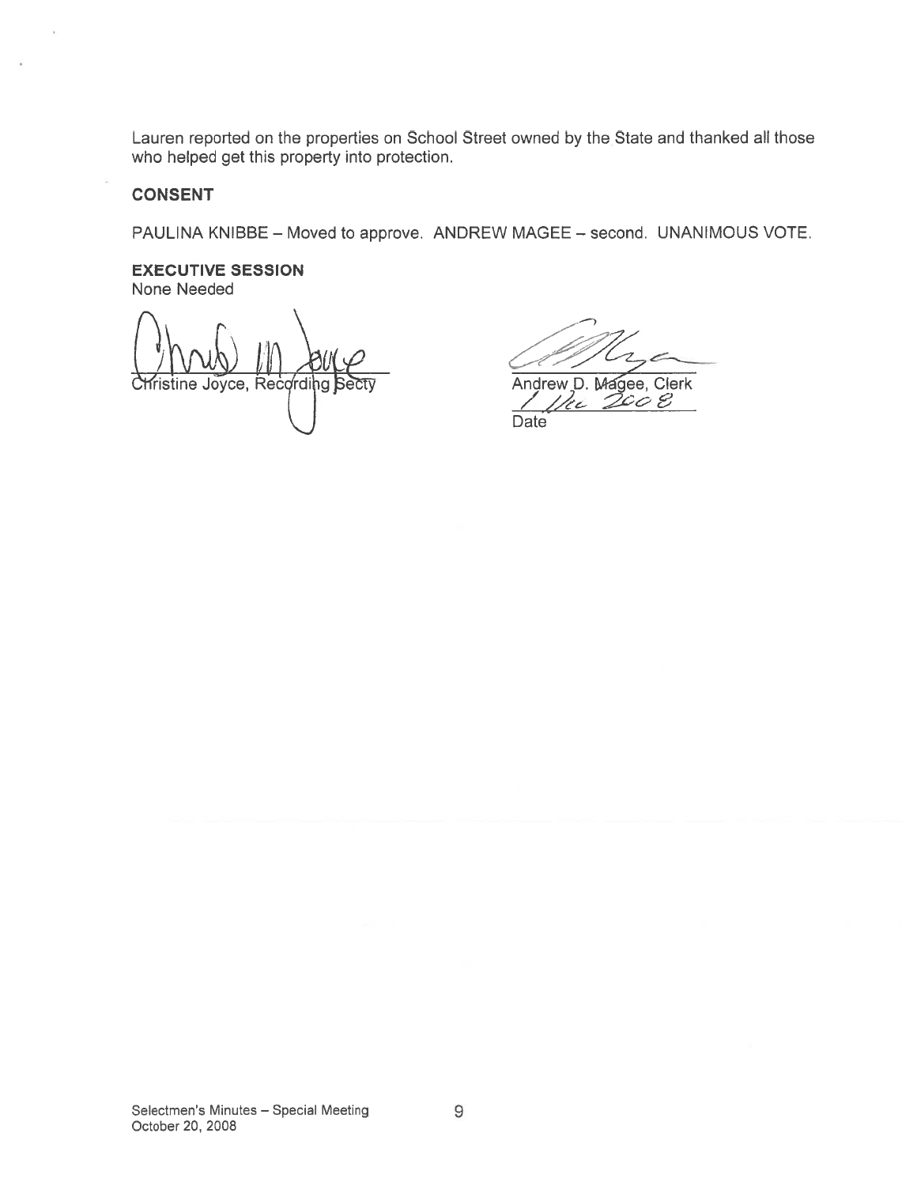Lauren reported on the properties on School Street owned by the State and thanked all those who helped get this property into protection.

**CONSENT**

PAULINA KNIBBE – Moved to approve. ANDREW MAGEE – second. UNANIMOUS VOTE.

**EXECUTIVE SESSION**
None Needed

Christine Joyce, Recording Secty

Andrew D. Magee, Clerk
1 Dec 2008
Date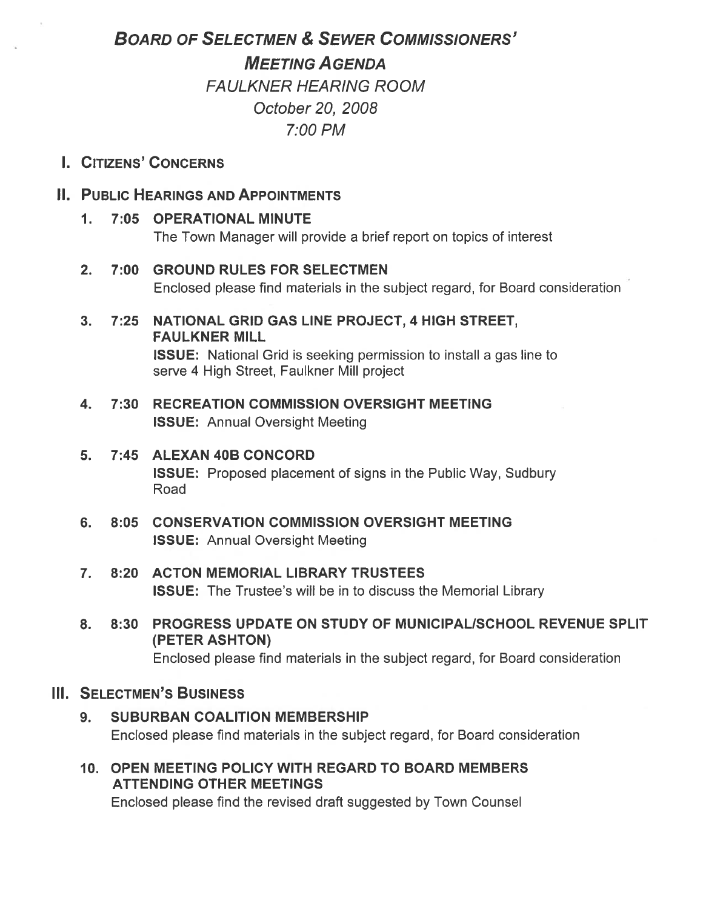# BOARD OF SELECTMEN & SEWER COMMISSIONERS'

## MEETING AGENDA

*FAULKNER HEARING ROOM*

*October 20, 2008*

*7:00 PM*

## I. CITIZENS' CONCERNS

## II. PUBLIC HEARINGS AND APPOINTMENTS

1. **7:05 OPERATIONAL MINUTE**
   The Town Manager will provide a brief report on topics of interest

2. **7:00 GROUND RULES FOR SELECTMEN**
   Enclosed please find materials in the subject regard, for Board consideration

3. **7:25 NATIONAL GRID GAS LINE PROJECT, 4 HIGH STREET, FAULKNER MILL**
   **ISSUE:** National Grid is seeking permission to install a gas line to serve 4 High Street, Faulkner Mill project

4. **7:30 RECREATION COMMISSION OVERSIGHT MEETING**
   **ISSUE:** Annual Oversight Meeting

5. **7:45 ALEXAN 40B CONCORD**
   **ISSUE:** Proposed placement of signs in the Public Way, Sudbury Road

6. **8:05 CONSERVATION COMMISSION OVERSIGHT MEETING**
   **ISSUE:** Annual Oversight Meeting

7. **8:20 ACTON MEMORIAL LIBRARY TRUSTEES**
   **ISSUE:** The Trustee's will be in to discuss the Memorial Library

8. **8:30 PROGRESS UPDATE ON STUDY OF MUNICIPAL/SCHOOL REVENUE SPLIT (PETER ASHTON)**
   Enclosed please find materials in the subject regard, for Board consideration

## III. SELECTMEN'S BUSINESS

9. **SUBURBAN COALITION MEMBERSHIP**
   Enclosed please find materials in the subject regard, for Board consideration

10. **OPEN MEETING POLICY WITH REGARD TO BOARD MEMBERS ATTENDING OTHER MEETINGS**
    Enclosed please find the revised draft suggested by Town Counsel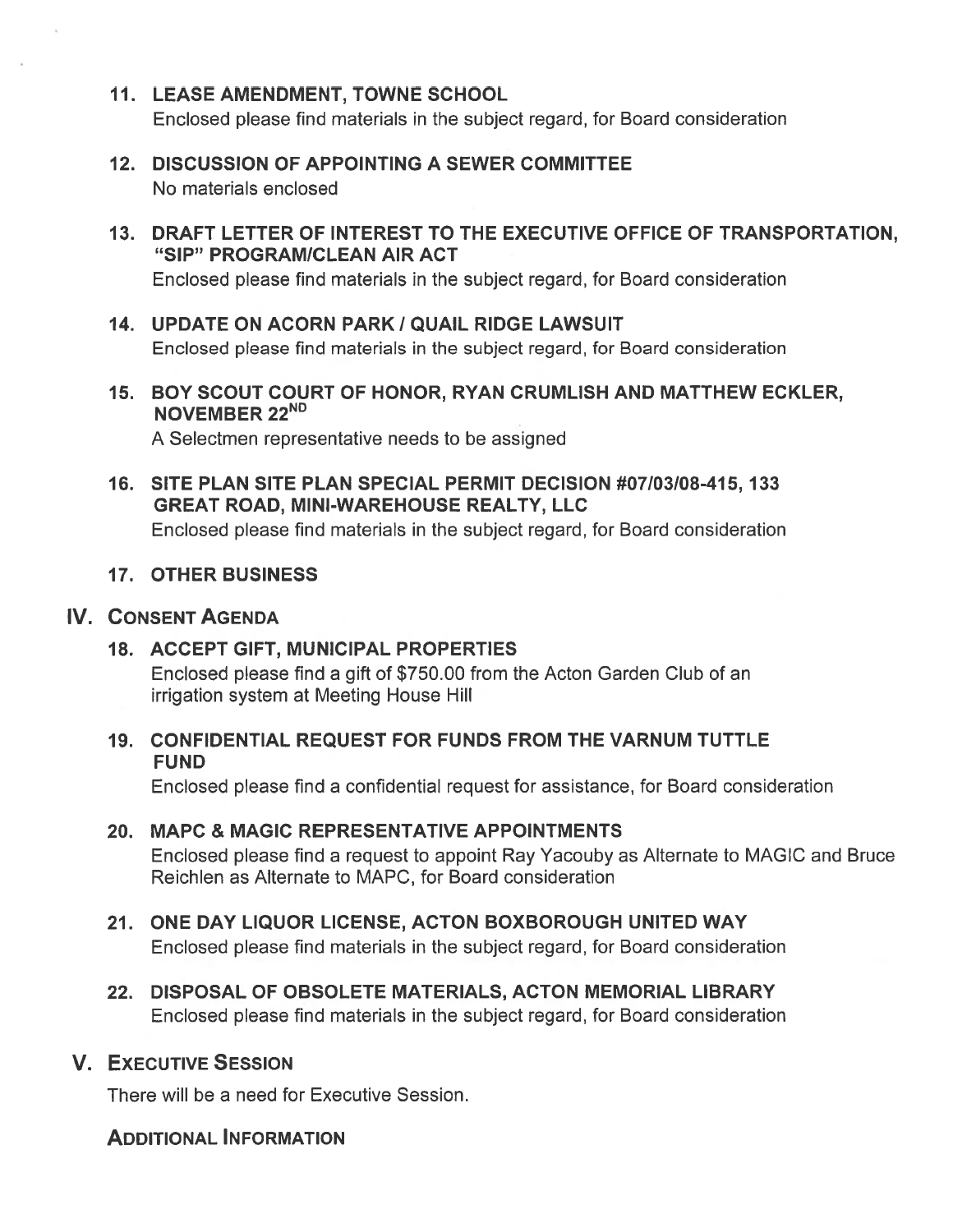11. **LEASE AMENDMENT, TOWNE SCHOOL**
    Enclosed please find materials in the subject regard, for Board consideration

12. **DISCUSSION OF APPOINTING A SEWER COMMITTEE**
    No materials enclosed

13. **DRAFT LETTER OF INTEREST TO THE EXECUTIVE OFFICE OF TRANSPORTATION, "SIP" PROGRAM/CLEAN AIR ACT**
    Enclosed please find materials in the subject regard, for Board consideration

14. **UPDATE ON ACORN PARK / QUAIL RIDGE LAWSUIT**
    Enclosed please find materials in the subject regard, for Board consideration

15. **BOY SCOUT COURT OF HONOR, RYAN CRUMLISH AND MATTHEW ECKLER, NOVEMBER 22ND**
    A Selectmen representative needs to be assigned

16. **SITE PLAN SITE PLAN SPECIAL PERMIT DECISION #07/03/08-415, 133 GREAT ROAD, MINI-WAREHOUSE REALTY, LLC**
    Enclosed please find materials in the subject regard, for Board consideration

17. **OTHER BUSINESS**

## IV. CONSENT AGENDA

18. **ACCEPT GIFT, MUNICIPAL PROPERTIES**
    Enclosed please find a gift of $750.00 from the Acton Garden Club of an irrigation system at Meeting House Hill

19. **CONFIDENTIAL REQUEST FOR FUNDS FROM THE VARNUM TUTTLE FUND**
    Enclosed please find a confidential request for assistance, for Board consideration

20. **MAPC & MAGIC REPRESENTATIVE APPOINTMENTS**
    Enclosed please find a request to appoint Ray Yacouby as Alternate to MAGIC and Bruce Reichlen as Alternate to MAPC, for Board consideration

21. **ONE DAY LIQUOR LICENSE, ACTON BOXBOROUGH UNITED WAY**
    Enclosed please find materials in the subject regard, for Board consideration

22. **DISPOSAL OF OBSOLETE MATERIALS, ACTON MEMORIAL LIBRARY**
    Enclosed please find materials in the subject regard, for Board consideration

## V. EXECUTIVE SESSION

There will be a need for Executive Session.

### ADDITIONAL INFORMATION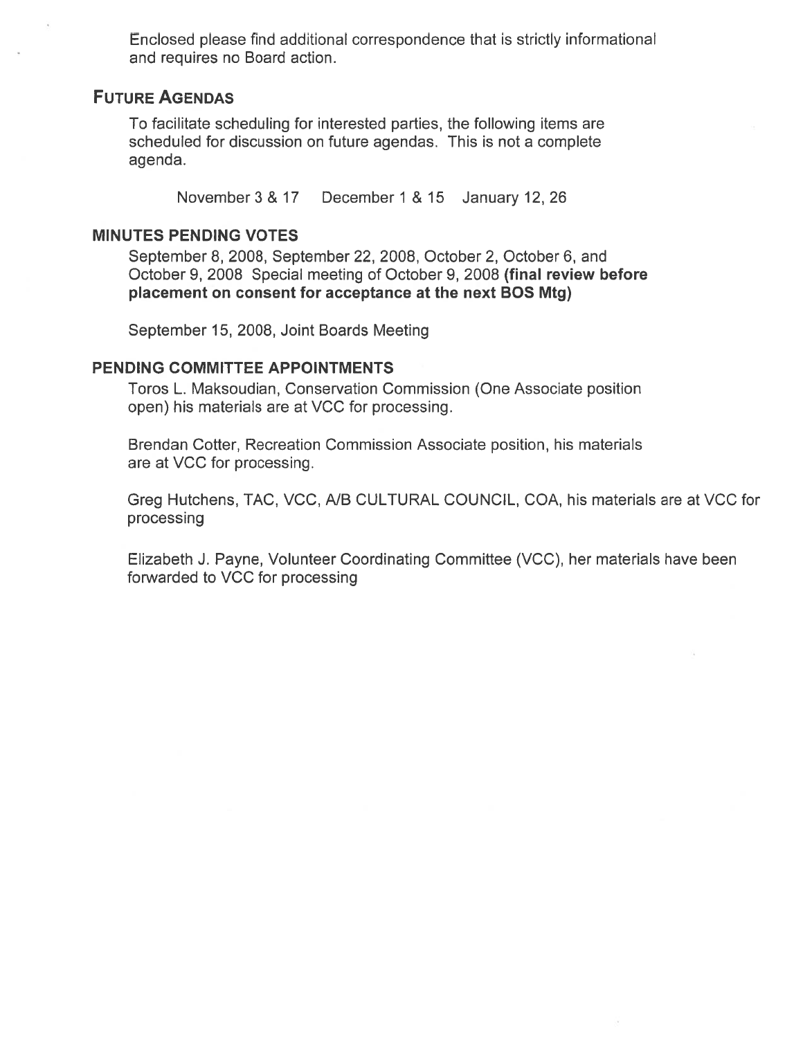Enclosed please find additional correspondence that is strictly informational and requires no Board action.

## FUTURE AGENDAS

To facilitate scheduling for interested parties, the following items are scheduled for discussion on future agendas. This is not a complete agenda.

November 3 & 17    December 1 & 15    January 12, 26

### MINUTES PENDING VOTES

September 8, 2008, September 22, 2008, October 2, October 6, and October 9, 2008 Special meeting of October 9, 2008 **(final review before placement on consent for acceptance at the next BOS Mtg)**

September 15, 2008, Joint Boards Meeting

### PENDING COMMITTEE APPOINTMENTS

Toros L. Maksoudian, Conservation Commission (One Associate position open) his materials are at VCC for processing.

Brendan Cotter, Recreation Commission Associate position, his materials are at VCC for processing.

Greg Hutchens, TAC, VCC, A/B CULTURAL COUNCIL, COA, his materials are at VCC for processing

Elizabeth J. Payne, Volunteer Coordinating Committee (VCC), her materials have been forwarded to VCC for processing